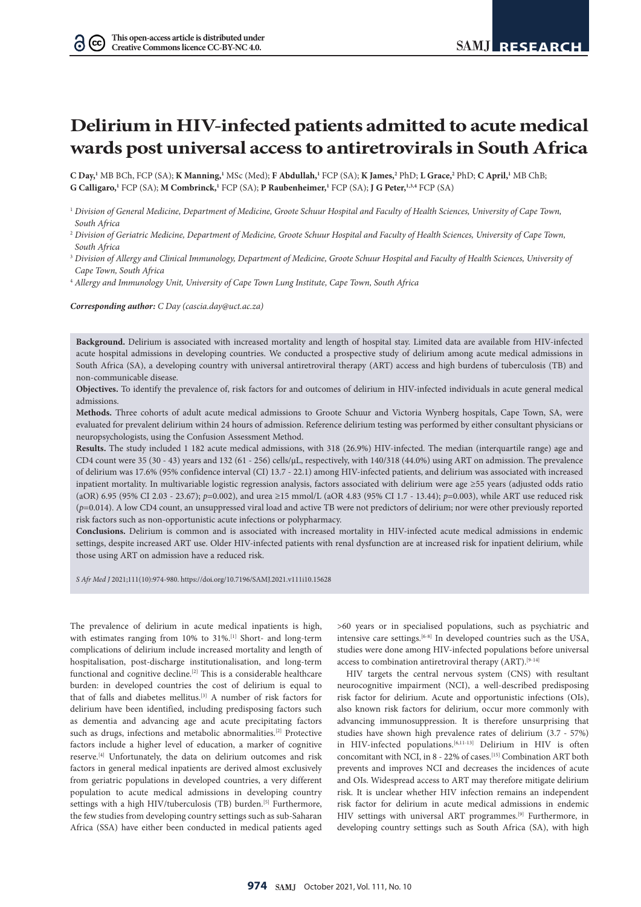This open-access article is distributed under Creative Commons licence CC-BY-NC 4.0.

# Delirium in HIV-infected patients admitted to acute medical wards post universal access to antiretrovirals in South Africa

**C Day,**[1] MB BCh, FCP (SA); **K Manning,**[1] MSc (Med); **F Abdullah,**[1] FCP (SA); **K James,**[2] PhD; **L Grace,**[2] PhD; **C April,**[1] MB ChB; **G Calligaro,**[1] FCP (SA); **M Combrinck,**[1] FCP (SA); **P Raubenheimer,**[1] FCP (SA); **J G Peter,**[1,3,4] FCP (SA)

[1] *Division of General Medicine, Department of Medicine, Groote Schuur Hospital and Faculty of Health Sciences, University of Cape Town, South Africa*

[2] *Division of Geriatric Medicine, Department of Medicine, Groote Schuur Hospital and Faculty of Health Sciences, University of Cape Town, South Africa*

[3] *Division of Allergy and Clinical Immunology, Department of Medicine, Groote Schuur Hospital and Faculty of Health Sciences, University of Cape Town, South Africa*

[4] *Allergy and Immunology Unit, University of Cape Town Lung Institute, Cape Town, South Africa*

***Corresponding author:*** *C Day (cascia.day@uct.ac.za)*

**Background.** Delirium is associated with increased mortality and length of hospital stay. Limited data are available from HIV-infected acute hospital admissions in developing countries. We conducted a prospective study of delirium among acute medical admissions in South Africa (SA), a developing country with universal antiretroviral therapy (ART) access and high burdens of tuberculosis (TB) and non-communicable disease.

**Objectives.** To identify the prevalence of, risk factors for and outcomes of delirium in HIV-infected individuals in acute general medical admissions.

**Methods.** Three cohorts of adult acute medical admissions to Groote Schuur and Victoria Wynberg hospitals, Cape Town, SA, were evaluated for prevalent delirium within 24 hours of admission. Reference delirium testing was performed by either consultant physicians or neuropsychologists, using the Confusion Assessment Method.

**Results.** The study included 1 182 acute medical admissions, with 318 (26.9%) HIV-infected. The median (interquartile range) age and CD4 count were 35 (30 - 43) years and 132 (61 - 256) cells/μL, respectively, with 140/318 (44.0%) using ART on admission. The prevalence of delirium was 17.6% (95% confidence interval (CI) 13.7 - 22.1) among HIV-infected patients, and delirium was associated with increased inpatient mortality. In multivariable logistic regression analysis, factors associated with delirium were age ≥55 years (adjusted odds ratio (aOR) 6.95 (95% CI 2.03 - 23.67); $p$=0.002), and urea ≥15 mmol/L (aOR 4.83 (95% CI 1.7 - 13.44); $p$=0.003), while ART use reduced risk ($p$=0.014). A low CD4 count, an unsuppressed viral load and active TB were not predictors of delirium; nor were other previously reported risk factors such as non-opportunistic acute infections or polypharmacy.

**Conclusions.** Delirium is common and is associated with increased mortality in HIV-infected acute medical admissions in endemic settings, despite increased ART use. Older HIV-infected patients with renal dysfunction are at increased risk for inpatient delirium, while those using ART on admission have a reduced risk.

*S Afr Med J* 2021;111(10):974-980. https://doi.org/10.7196/SAMJ.2021.v111i10.15628

The prevalence of delirium in acute medical inpatients is high, with estimates ranging from 10% to 31%.[1] Short- and long-term complications of delirium include increased mortality and length of hospitalisation, post-discharge institutionalisation, and long-term functional and cognitive decline.[2] This is a considerable healthcare burden: in developed countries the cost of delirium is equal to that of falls and diabetes mellitus.[3] A number of risk factors for delirium have been identified, including predisposing factors such as dementia and advancing age and acute precipitating factors such as drugs, infections and metabolic abnormalities.[2] Protective factors include a higher level of education, a marker of cognitive reserve.[4] Unfortunately, the data on delirium outcomes and risk factors in general medical inpatients are derived almost exclusively from geriatric populations in developed countries, a very different population to acute medical admissions in developing country settings with a high HIV/tuberculosis (TB) burden.[5] Furthermore, the few studies from developing country settings such as sub-Saharan Africa (SSA) have either been conducted in medical patients aged >60 years or in specialised populations, such as psychiatric and intensive care settings.[6-8] In developed countries such as the USA, studies were done among HIV-infected populations before universal access to combination antiretroviral therapy (ART).[9-14]

HIV targets the central nervous system (CNS) with resultant neurocognitive impairment (NCI), a well-described predisposing risk factor for delirium. Acute and opportunistic infections (OIs), also known risk factors for delirium, occur more commonly with advancing immunosuppression. It is therefore unsurprising that studies have shown high prevalence rates of delirium (3.7 - 57%) in HIV-infected populations.[6,11-13] Delirium in HIV is often concomitant with NCI, in 8 - 22% of cases.[15] Combination ART both prevents and improves NCI and decreases the incidences of acute and OIs. Widespread access to ART may therefore mitigate delirium risk. It is unclear whether HIV infection remains an independent risk factor for delirium in acute medical admissions in endemic HIV settings with universal ART programmes.[9] Furthermore, in developing country settings such as South Africa (SA), with high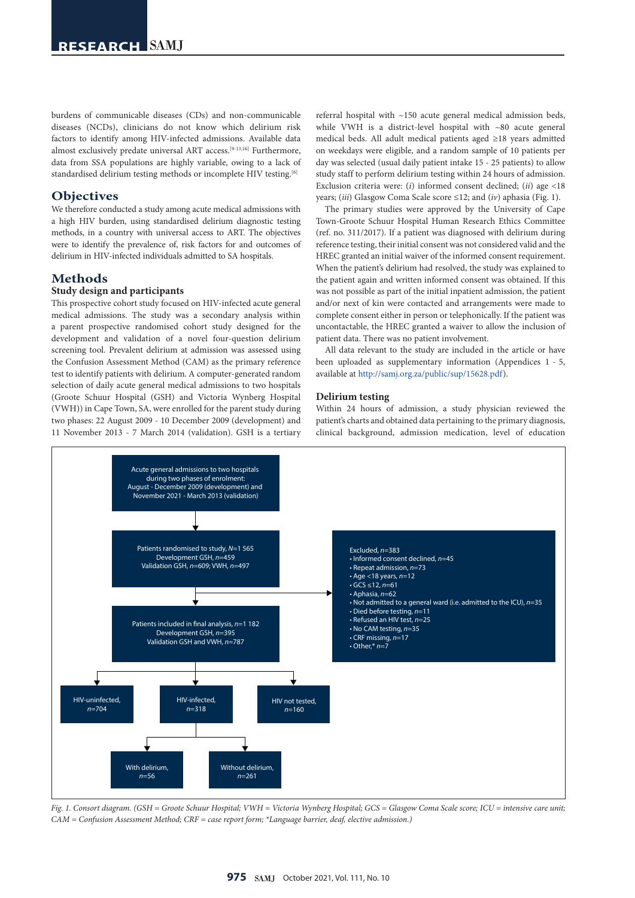burdens of communicable diseases (CDs) and non-communicable diseases (NCDs), clinicians do not know which delirium risk factors to identify among HIV-infected admissions. Available data almost exclusively predate universal ART access.[9-13,16] Furthermore, data from SSA populations are highly variable, owing to a lack of standardised delirium testing methods or incomplete HIV testing.[6]

## Objectives

We therefore conducted a study among acute medical admissions with a high HIV burden, using standardised delirium diagnostic testing methods, in a country with universal access to ART. The objectives were to identify the prevalence of, risk factors for and outcomes of delirium in HIV-infected individuals admitted to SA hospitals.

## Methods

### Study design and participants

This prospective cohort study focused on HIV-infected acute general medical admissions. The study was a secondary analysis within a parent prospective randomised cohort study designed for the development and validation of a novel four-question delirium screening tool. Prevalent delirium at admission was assessed using the Confusion Assessment Method (CAM) as the primary reference test to identify patients with delirium. A computer-generated random selection of daily acute general medical admissions to two hospitals (Groote Schuur Hospital (GSH) and Victoria Wynberg Hospital (VWH)) in Cape Town, SA, were enrolled for the parent study during two phases: 22 August 2009 - 10 December 2009 (development) and 11 November 2013 - 7 March 2014 (validation). GSH is a tertiary referral hospital with ~150 acute general medical admission beds, while VWH is a district-level hospital with ~80 acute general medical beds. All adult medical patients aged ≥18 years admitted on weekdays were eligible, and a random sample of 10 patients per day was selected (usual daily patient intake 15 - 25 patients) to allow study staff to perform delirium testing within 24 hours of admission. Exclusion criteria were: (*i*) informed consent declined; (*ii*) age <18 years; (*iii*) Glasgow Coma Scale score ≤12; and (*iv*) aphasia (Fig. 1).

The primary studies were approved by the University of Cape Town-Groote Schuur Hospital Human Research Ethics Committee (ref. no. 311/2017). If a patient was diagnosed with delirium during reference testing, their initial consent was not considered valid and the HREC granted an initial waiver of the informed consent requirement. When the patient's delirium had resolved, the study was explained to the patient again and written informed consent was obtained. If this was not possible as part of the initial inpatient admission, the patient and/or next of kin were contacted and arrangements were made to complete consent either in person or telephonically. If the patient was uncontactable, the HREC granted a waiver to allow the inclusion of patient data. There was no patient involvement.

All data relevant to the study are included in the article or have been uploaded as supplementary information (Appendices 1 - 5, available at http://samj.org.za/public/sup/15628.pdf).

### Delirium testing

Within 24 hours of admission, a study physician reviewed the patient's charts and obtained data pertaining to the primary diagnosis, clinical background, admission medication, level of education

Acute general admissions to two hospitals during two phases of enrolment: August - December 2009 (development) and November 2021 - March 2013 (validation)

Patients randomised to study, *N*=1 565
Development GSH, *n*=459
Validation GSH, *n*=609; VWH, *n*=497

Excluded, *n*=383
- Informed consent declined, *n*=45
- Repeat admission, *n*=73
- Age <18 years, *n*=12
- GCS ≤12, *n*=61
- Aphasia, *n*=62
- Not admitted to a general ward (i.e. admitted to the ICU), *n*=35
- Died before testing, *n*=11
- Refused an HIV test, *n*=25
- No CAM testing, *n*=35
- CRF missing, *n*=17
- Other,* *n*=7

Patients included in final analysis, *n*=1 182
Development GSH, *n*=395
Validation GSH and VWH, *n*=787

HIV-uninfected, *n*=704 | HIV-infected, *n*=318 | HIV not tested, *n*=160

HIV-infected: With delirium, *n*=56 | Without delirium, *n*=261

*Fig. 1. Consort diagram. (GSH = Groote Schuur Hospital; VWH = Victoria Wynberg Hospital; GCS = Glasgow Coma Scale score; ICU = intensive care unit; CAM = Confusion Assessment Method; CRF = case report form; \*Language barrier, deaf, elective admission.)*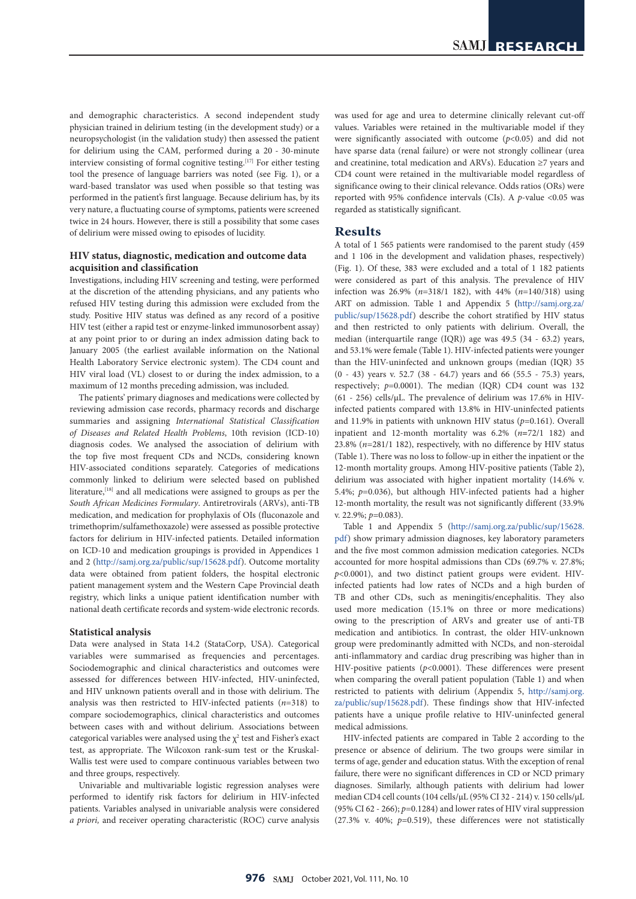and demographic characteristics. A second independent study physician trained in delirium testing (in the development study) or a neuropsychologist (in the validation study) then assessed the patient for delirium using the CAM, performed during a 20 - 30-minute interview consisting of formal cognitive testing.[17] For either testing tool the presence of language barriers was noted (see Fig. 1), or a ward-based translator was used when possible so that testing was performed in the patient's first language. Because delirium has, by its very nature, a fluctuating course of symptoms, patients were screened twice in 24 hours. However, there is still a possibility that some cases of delirium were missed owing to episodes of lucidity.

### HIV status, diagnostic, medication and outcome data acquisition and classification

Investigations, including HIV screening and testing, were performed at the discretion of the attending physicians, and any patients who refused HIV testing during this admission were excluded from the study. Positive HIV status was defined as any record of a positive HIV test (either a rapid test or enzyme-linked immunosorbent assay) at any point prior to or during an index admission dating back to January 2005 (the earliest available information on the National Health Laboratory Service electronic system). The CD4 count and HIV viral load (VL) closest to or during the index admission, to a maximum of 12 months preceding admission, was included.

The patients' primary diagnoses and medications were collected by reviewing admission case records, pharmacy records and discharge summaries and assigning *International Statistical Classification of Diseases and Related Health Problems*, 10th revision (ICD-10) diagnosis codes. We analysed the association of delirium with the top five most frequent CDs and NCDs, considering known HIV-associated conditions separately. Categories of medications commonly linked to delirium were selected based on published literature,[18] and all medications were assigned to groups as per the *South African Medicines Formulary*. Antiretrovirals (ARVs), anti-TB medication, and medication for prophylaxis of OIs (fluconazole and trimethoprim/sulfamethoxazole) were assessed as possible protective factors for delirium in HIV-infected patients. Detailed information on ICD-10 and medication groupings is provided in Appendices 1 and 2 (http://samj.org.za/public/sup/15628.pdf). Outcome mortality data were obtained from patient folders, the hospital electronic patient management system and the Western Cape Provincial death registry, which links a unique patient identification number with national death certificate records and system-wide electronic records.

### Statistical analysis

Data were analysed in Stata 14.2 (StataCorp, USA). Categorical variables were summarised as frequencies and percentages. Sociodemographic and clinical characteristics and outcomes were assessed for differences between HIV-infected, HIV-uninfected, and HIV unknown patients overall and in those with delirium. The analysis was then restricted to HIV-infected patients ($n$=318) to compare sociodemographics, clinical characteristics and outcomes between cases with and without delirium. Associations between categorical variables were analysed using the $\chi^2$ test and Fisher's exact test, as appropriate. The Wilcoxon rank-sum test or the Kruskal-Wallis test were used to compare continuous variables between two and three groups, respectively.

Univariable and multivariable logistic regression analyses were performed to identify risk factors for delirium in HIV-infected patients. Variables analysed in univariable analysis were considered *a priori*, and receiver operating characteristic (ROC) curve analysis was used for age and urea to determine clinically relevant cut-off values. Variables were retained in the multivariable model if they were significantly associated with outcome ($p$<0.05) and did not have sparse data (renal failure) or were not strongly collinear (urea and creatinine, total medication and ARVs). Education ≥7 years and CD4 count were retained in the multivariable model regardless of significance owing to their clinical relevance. Odds ratios (ORs) were reported with 95% confidence intervals (CIs). A $p$-value <0.05 was regarded as statistically significant.

## Results

A total of 1 565 patients were randomised to the parent study (459 and 1 106 in the development and validation phases, respectively) (Fig. 1). Of these, 383 were excluded and a total of 1 182 patients were considered as part of this analysis. The prevalence of HIV infection was 26.9% ($n$=318/1 182), with 44% ($n$=140/318) using ART on admission. Table 1 and Appendix 5 (http://samj.org.za/public/sup/15628.pdf) describe the cohort stratified by HIV status and then restricted to only patients with delirium. Overall, the median (interquartile range (IQR)) age was 49.5 (34 - 63.2) years, and 53.1% were female (Table 1). HIV-infected patients were younger than the HIV-uninfected and unknown groups (median (IQR) 35 (0 - 43) years v. 52.7 (38 - 64.7) years and 66 (55.5 - 75.3) years, respectively; $p$=0.0001). The median (IQR) CD4 count was 132 (61 - 256) cells/µL. The prevalence of delirium was 17.6% in HIV-infected patients compared with 13.8% in HIV-uninfected patients and 11.9% in patients with unknown HIV status ($p$=0.161). Overall inpatient and 12-month mortality was 6.2% ($n$=72/1 182) and 23.8% ($n$=281/1 182), respectively, with no difference by HIV status (Table 1). There was no loss to follow-up in either the inpatient or the 12-month mortality groups. Among HIV-positive patients (Table 2), delirium was associated with higher inpatient mortality (14.6% v. 5.4%; $p$=0.036), but although HIV-infected patients had a higher 12-month mortality, the result was not significantly different (33.9% v. 22.9%; $p$=0.083).

Table 1 and Appendix 5 (http://samj.org.za/public/sup/15628.pdf) show primary admission diagnoses, key laboratory parameters and the five most common admission medication categories. NCDs accounted for more hospital admissions than CDs (69.7% v. 27.8%; $p$<0.0001), and two distinct patient groups were evident. HIV-infected patients had low rates of NCDs and a high burden of TB and other CDs, such as meningitis/encephalitis. They also used more medication (15.1% on three or more medications) owing to the prescription of ARVs and greater use of anti-TB medication and antibiotics. In contrast, the older HIV-unknown group were predominantly admitted with NCDs, and non-steroidal anti-inflammatory and cardiac drug prescribing was higher than in HIV-positive patients ($p$<0.0001). These differences were present when comparing the overall patient population (Table 1) and when restricted to patients with delirium (Appendix 5, http://samj.org.za/public/sup/15628.pdf). These findings show that HIV-infected patients have a unique profile relative to HIV-uninfected general medical admissions.

HIV-infected patients are compared in Table 2 according to the presence or absence of delirium. The two groups were similar in terms of age, gender and education status. With the exception of renal failure, there were no significant differences in CD or NCD primary diagnoses. Similarly, although patients with delirium had lower median CD4 cell counts (104 cells/µL (95% CI 32 - 214) v. 150 cells/µL (95% CI 62 - 266); $p$=0.1284) and lower rates of HIV viral suppression (27.3% v. 40%; $p$=0.519), these differences were not statistically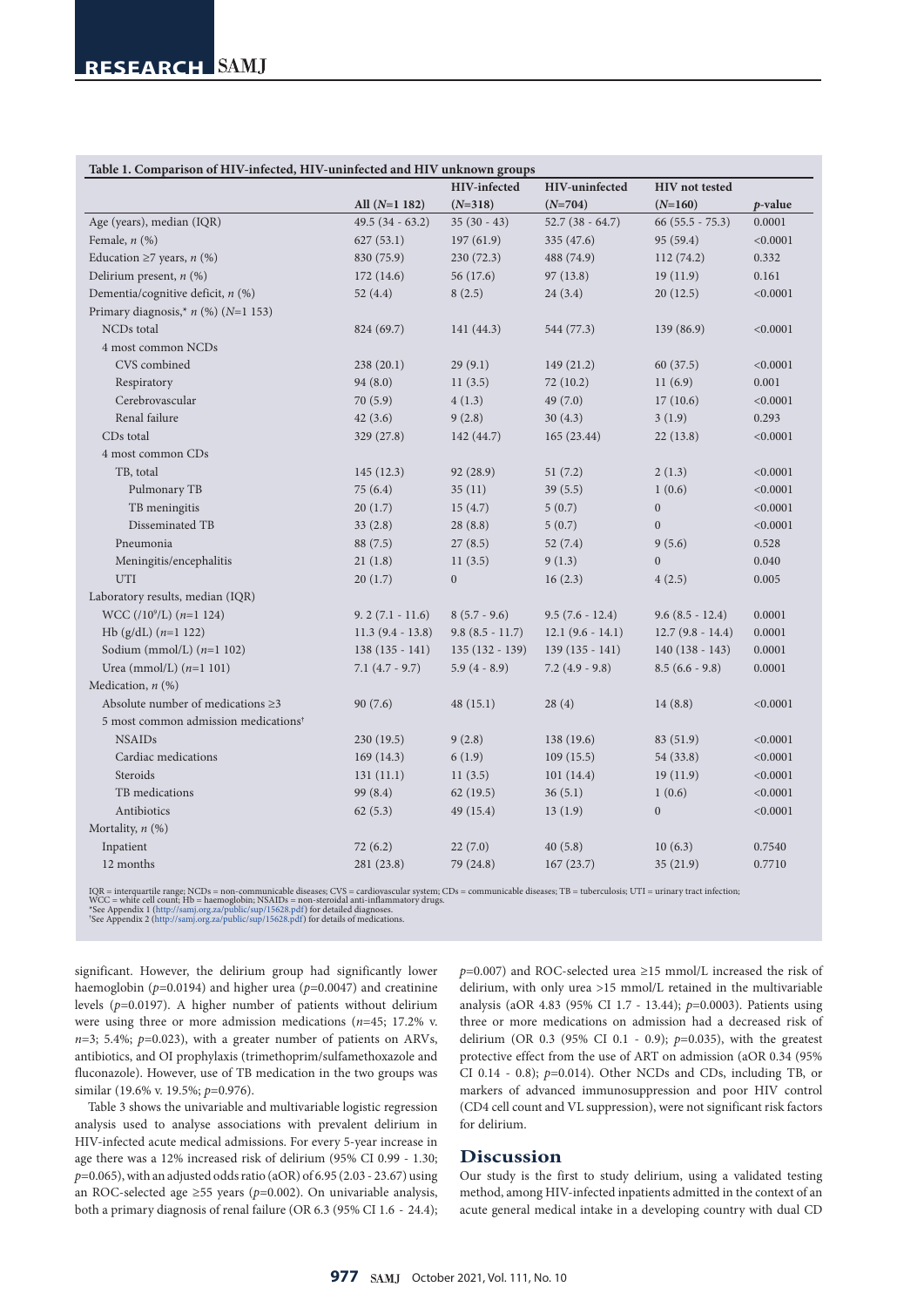**Table 1. Comparison of HIV-infected, HIV-uninfected and HIV unknown groups**

| | All (*N*=1 182) | HIV-infected (*N*=318) | HIV-uninfected (*N*=704) | HIV not tested (*N*=160) | *p*-value |
|---|---|---|---|---|---|
| Age (years), median (IQR) | 49.5 (34 - 63.2) | 35 (30 - 43) | 52.7 (38 - 64.7) | 66 (55.5 - 75.3) | 0.0001 |
| Female, *n* (%) | 627 (53.1) | 197 (61.9) | 335 (47.6) | 95 (59.4) | <0.0001 |
| Education ≥7 years, *n* (%) | 830 (75.9) | 230 (72.3) | 488 (74.9) | 112 (74.2) | 0.332 |
| Delirium present, *n* (%) | 172 (14.6) | 56 (17.6) | 97 (13.8) | 19 (11.9) | 0.161 |
| Dementia/cognitive deficit, *n* (%) | 52 (4.4) | 8 (2.5) | 24 (3.4) | 20 (12.5) | <0.0001 |
| Primary diagnosis,* *n* (%) (*N*=1 153) | | | | | |
| NCDs total | 824 (69.7) | 141 (44.3) | 544 (77.3) | 139 (86.9) | <0.0001 |
| 4 most common NCDs | | | | | |
| CVS combined | 238 (20.1) | 29 (9.1) | 149 (21.2) | 60 (37.5) | <0.0001 |
| Respiratory | 94 (8.0) | 11 (3.5) | 72 (10.2) | 11 (6.9) | 0.001 |
| Cerebrovascular | 70 (5.9) | 4 (1.3) | 49 (7.0) | 17 (10.6) | <0.0001 |
| Renal failure | 42 (3.6) | 9 (2.8) | 30 (4.3) | 3 (1.9) | 0.293 |
| CDs total | 329 (27.8) | 142 (44.7) | 165 (23.44) | 22 (13.8) | <0.0001 |
| 4 most common CDs | | | | | |
| TB, total | 145 (12.3) | 92 (28.9) | 51 (7.2) | 2 (1.3) | <0.0001 |
| Pulmonary TB | 75 (6.4) | 35 (11) | 39 (5.5) | 1 (0.6) | <0.0001 |
| TB meningitis | 20 (1.7) | 15 (4.7) | 5 (0.7) | 0 | <0.0001 |
| Disseminated TB | 33 (2.8) | 28 (8.8) | 5 (0.7) | 0 | <0.0001 |
| Pneumonia | 88 (7.5) | 27 (8.5) | 52 (7.4) | 9 (5.6) | 0.528 |
| Meningitis/encephalitis | 21 (1.8) | 11 (3.5) | 9 (1.3) | 0 | 0.040 |
| UTI | 20 (1.7) | 0 | 16 (2.3) | 4 (2.5) | 0.005 |
| Laboratory results, median (IQR) | | | | | |
| WCC (/10⁹/L) (*n*=1 124) | 9. 2 (7.1 - 11.6) | 8 (5.7 - 9.6) | 9.5 (7.6 - 12.4) | 9.6 (8.5 - 12.4) | 0.0001 |
| Hb (g/dL) (*n*=1 122) | 11.3 (9.4 - 13.8) | 9.8 (8.5 - 11.7) | 12.1 (9.6 - 14.1) | 12.7 (9.8 - 14.4) | 0.0001 |
| Sodium (mmol/L) (*n*=1 102) | 138 (135 - 141) | 135 (132 - 139) | 139 (135 - 141) | 140 (138 - 143) | 0.0001 |
| Urea (mmol/L) (*n*=1 101) | 7.1 (4.7 - 9.7) | 5.9 (4 - 8.9) | 7.2 (4.9 - 9.8) | 8.5 (6.6 - 9.8) | 0.0001 |
| Medication, *n* (%) | | | | | |
| Absolute number of medications ≥3 | 90 (7.6) | 48 (15.1) | 28 (4) | 14 (8.8) | <0.0001 |
| 5 most common admission medications† | | | | | |
| NSAIDs | 230 (19.5) | 9 (2.8) | 138 (19.6) | 83 (51.9) | <0.0001 |
| Cardiac medications | 169 (14.3) | 6 (1.9) | 109 (15.5) | 54 (33.8) | <0.0001 |
| Steroids | 131 (11.1) | 11 (3.5) | 101 (14.4) | 19 (11.9) | <0.0001 |
| TB medications | 99 (8.4) | 62 (19.5) | 36 (5.1) | 1 (0.6) | <0.0001 |
| Antibiotics | 62 (5.3) | 49 (15.4) | 13 (1.9) | 0 | <0.0001 |
| Mortality, *n* (%) | | | | | |
| Inpatient | 72 (6.2) | 22 (7.0) | 40 (5.8) | 10 (6.3) | 0.7540 |
| 12 months | 281 (23.8) | 79 (24.8) | 167 (23.7) | 35 (21.9) | 0.7710 |

IQR = interquartile range; NCDs = non-communicable diseases; CVS = cardiovascular system; CDs = communicable diseases; TB = tuberculosis; UTI = urinary tract infection; WCC = white cell count; Hb = haemoglobin; NSAIDs = non-steroidal anti-inflammatory drugs.
*See Appendix 1 (http://samj.org.za/public/sup/15628.pdf) for detailed diagnoses.
†See Appendix 2 (http://samj.org.za/public/sup/15628.pdf) for details of medications.

significant. However, the delirium group had significantly lower haemoglobin ($p$=0.0194) and higher urea ($p$=0.0047) and creatinine levels ($p$=0.0197). A higher number of patients without delirium were using three or more admission medications ($n$=45; 17.2% v. $n$=3; 5.4%; $p$=0.023), with a greater number of patients on ARVs, antibiotics, and OI prophylaxis (trimethoprim/sulfamethoxazole and fluconazole). However, use of TB medication in the two groups was similar (19.6% v. 19.5%; $p$=0.976).

Table 3 shows the univariable and multivariable logistic regression analysis used to analyse associations with prevalent delirium in HIV-infected acute medical admissions. For every 5-year increase in age there was a 12% increased risk of delirium (95% CI 0.99 - 1.30; $p$=0.065), with an adjusted odds ratio (aOR) of 6.95 (2.03 - 23.67) using an ROC-selected age ≥55 years ($p$=0.002). On univariable analysis, both a primary diagnosis of renal failure (OR 6.3 (95% CI 1.6 - 24.4); $p$=0.007) and ROC-selected urea ≥15 mmol/L increased the risk of delirium, with only urea >15 mmol/L retained in the multivariable analysis (aOR 4.83 (95% CI 1.7 - 13.44); $p$=0.0003). Patients using three or more medications on admission had a decreased risk of delirium (OR 0.3 (95% CI 0.1 - 0.9); $p$=0.035), with the greatest protective effect from the use of ART on admission (aOR 0.34 (95% CI 0.14 - 0.8); $p$=0.014). Other NCDs and CDs, including TB, or markers of advanced immunosuppression and poor HIV control (CD4 cell count and VL suppression), were not significant risk factors for delirium.

## Discussion

Our study is the first to study delirium, using a validated testing method, among HIV-infected inpatients admitted in the context of an acute general medical intake in a developing country with dual CD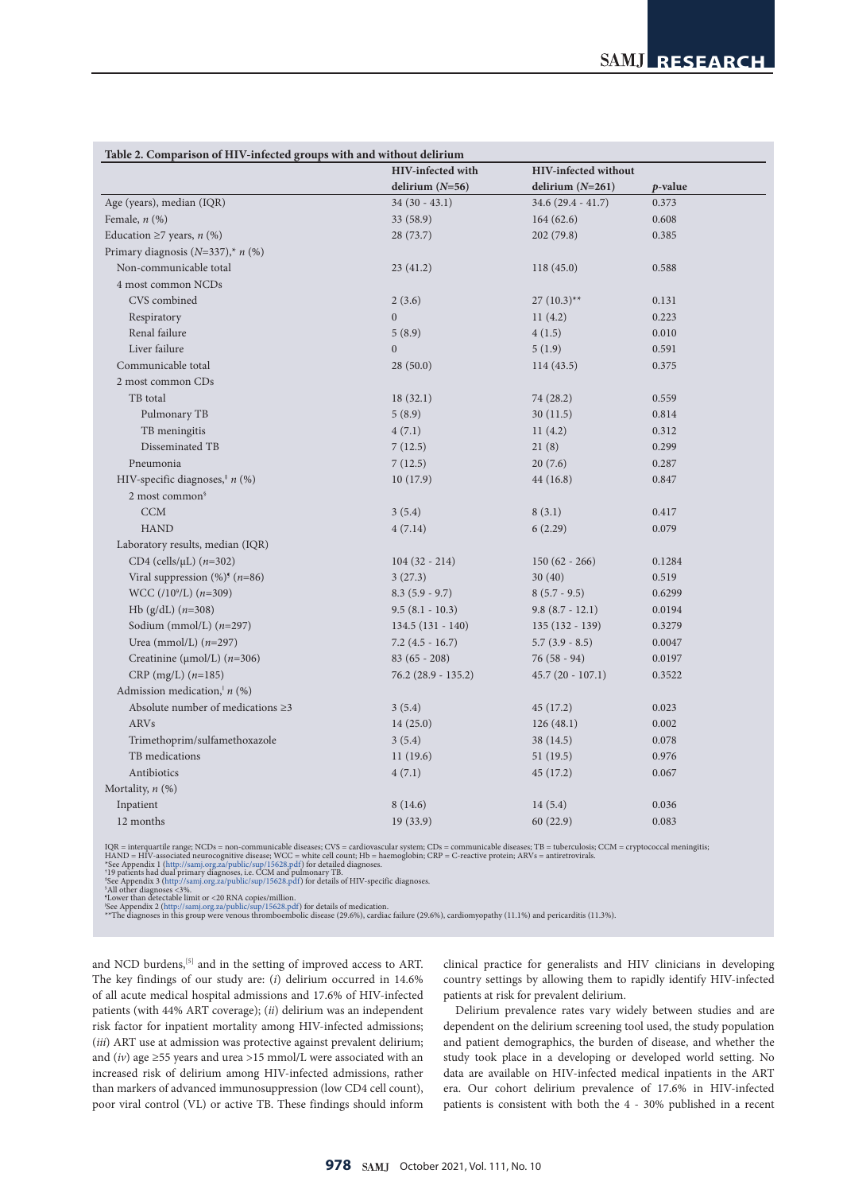**Table 2. Comparison of HIV-infected groups with and without delirium**

| | HIV-infected with delirium (*N*=56) | HIV-infected without delirium (*N*=261) | *p*-value |
|---|---|---|---|
| Age (years), median (IQR) | 34 (30 - 43.1) | 34.6 (29.4 - 41.7) | 0.373 |
| Female, *n* (%) | 33 (58.9) | 164 (62.6) | 0.608 |
| Education ≥7 years, *n* (%) | 28 (73.7) | 202 (79.8) | 0.385 |
| Primary diagnosis (*N*=337),* *n* (%) | | | |
| Non-communicable total | 23 (41.2) | 118 (45.0) | 0.588 |
| 4 most common NCDs | | | |
| CVS combined | 2 (3.6) | 27 (10.3)** | 0.131 |
| Respiratory | 0 | 11 (4.2) | 0.223 |
| Renal failure | 5 (8.9) | 4 (1.5) | 0.010 |
| Liver failure | 0 | 5 (1.9) | 0.591 |
| Communicable total | 28 (50.0) | 114 (43.5) | 0.375 |
| 2 most common CDs | | | |
| TB total | 18 (32.1) | 74 (28.2) | 0.559 |
| Pulmonary TB | 5 (8.9) | 30 (11.5) | 0.814 |
| TB meningitis | 4 (7.1) | 11 (4.2) | 0.312 |
| Disseminated TB | 7 (12.5) | 21 (8) | 0.299 |
| Pneumonia | 7 (12.5) | 20 (7.6) | 0.287 |
| HIV-specific diagnoses,[†] *n* (%) | 10 (17.9) | 44 (16.8) | 0.847 |
| 2 most common[§] | | | |
| CCM | 3 (5.4) | 8 (3.1) | 0.417 |
| HAND | 4 (7.14) | 6 (2.29) | 0.079 |
| Laboratory results, median (IQR) | | | |
| CD4 (cells/µL) (*n*=302) | 104 (32 - 214) | 150 (62 - 266) | 0.1284 |
| Viral suppression (%)[¶] (*n*=86) | 3 (27.3) | 30 (40) | 0.519 |
| WCC (/10⁹/L) (*n*=309) | 8.3 (5.9 - 9.7) | 8 (5.7 - 9.5) | 0.6299 |
| Hb (g/dL) (*n*=308) | 9.5 (8.1 - 10.3) | 9.8 (8.7 - 12.1) | 0.0194 |
| Sodium (mmol/L) (*n*=297) | 134.5 (131 - 140) | 135 (132 - 139) | 0.3279 |
| Urea (mmol/L) (*n*=297) | 7.2 (4.5 - 16.7) | 5.7 (3.9 - 8.5) | 0.0047 |
| Creatinine (µmol/L) (*n*=306) | 83 (65 - 208) | 76 (58 - 94) | 0.0197 |
| CRP (mg/L) (*n*=185) | 76.2 (28.9 - 135.2) | 45.7 (20 - 107.1) | 0.3522 |
| Admission medication,[ǁ] *n* (%) | | | |
| Absolute number of medications ≥3 | 3 (5.4) | 45 (17.2) | 0.023 |
| ARVs | 14 (25.0) | 126 (48.1) | 0.002 |
| Trimethoprim/sulfamethoxazole | 3 (5.4) | 38 (14.5) | 0.078 |
| TB medications | 11 (19.6) | 51 (19.5) | 0.976 |
| Antibiotics | 4 (7.1) | 45 (17.2) | 0.067 |
| Mortality, *n* (%) | | | |
| Inpatient | 8 (14.6) | 14 (5.4) | 0.036 |
| 12 months | 19 (33.9) | 60 (22.9) | 0.083 |

IQR = interquartile range; NCDs = non-communicable diseases; CVS = cardiovascular system; CDs = communicable diseases; TB = tuberculosis; CCM = cryptococcal meningitis; HAND = HIV-associated neurocognitive disease; WCC = white cell count; Hb = haemoglobin; CRP = C-reactive protein; ARVs = antiretrovirals.
*See Appendix 1 (http://samj.org.za/public/sup/15628.pdf) for detailed diagnoses.
[†]19 patients had dual primary diagnoses, i.e. CCM and pulmonary TB.
[‡]See Appendix 3 (http://samj.org.za/public/sup/15628.pdf) for details of HIV-specific diagnoses.
[§]All other diagnoses <3%.
[¶]Lower than detectable limit or <20 RNA copies/million.
[ǁ]See Appendix 2 (http://samj.org.za/public/sup/15628.pdf) for details of medication.
**The diagnoses in this group were venous thromboembolic disease (29.6%), cardiac failure (29.6%), cardiomyopathy (11.1%) and pericarditis (11.3%).

and NCD burdens,[5] and in the setting of improved access to ART. The key findings of our study are: (*i*) delirium occurred in 14.6% of all acute medical hospital admissions and 17.6% of HIV-infected patients (with 44% ART coverage); (*ii*) delirium was an independent risk factor for inpatient mortality among HIV-infected admissions; (*iii*) ART use at admission was protective against prevalent delirium; and (*iv*) age ≥55 years and urea >15 mmol/L were associated with an increased risk of delirium among HIV-infected admissions, rather than markers of advanced immunosuppression (low CD4 cell count), poor viral control (VL) or active TB. These findings should inform clinical practice for generalists and HIV clinicians in developing country settings by allowing them to rapidly identify HIV-infected patients at risk for prevalent delirium.

Delirium prevalence rates vary widely between studies and are dependent on the delirium screening tool used, the study population and patient demographics, the burden of disease, and whether the study took place in a developing or developed world setting. No data are available on HIV-infected medical inpatients in the ART era. Our cohort delirium prevalence of 17.6% in HIV-infected patients is consistent with both the 4 - 30% published in a recent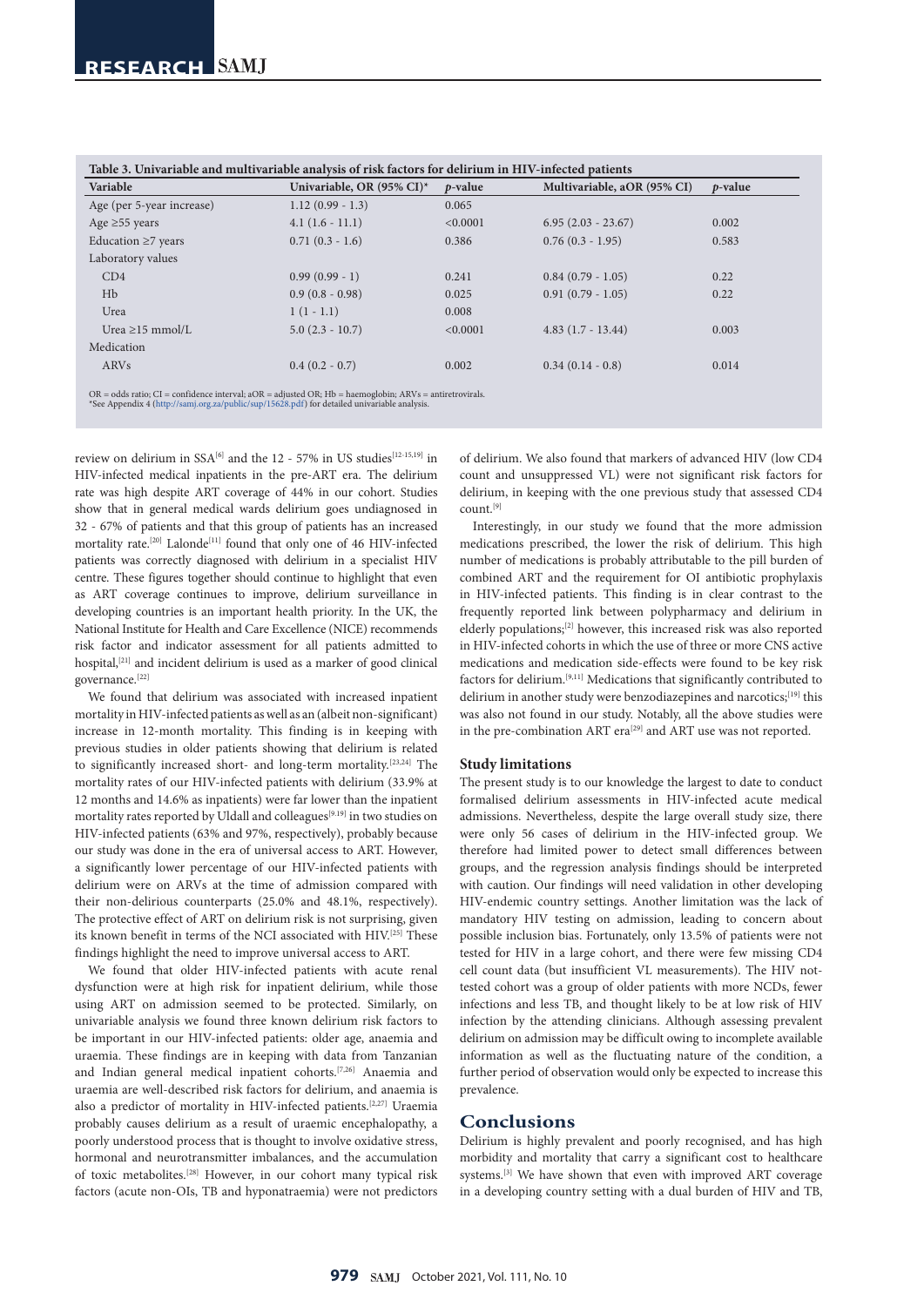**Table 3. Univariable and multivariable analysis of risk factors for delirium in HIV-infected patients**

| Variable | Univariable, OR (95% CI)* | *p*-value | Multivariable, aOR (95% CI) | *p*-value |
|---|---|---|---|---|
| Age (per 5-year increase) | 1.12 (0.99 - 1.3) | 0.065 | | |
| Age ≥55 years | 4.1 (1.6 - 11.1) | <0.0001 | 6.95 (2.03 - 23.67) | 0.002 |
| Education ≥7 years | 0.71 (0.3 - 1.6) | 0.386 | 0.76 (0.3 - 1.95) | 0.583 |
| Laboratory values | | | | |
| CD4 | 0.99 (0.99 - 1) | 0.241 | 0.84 (0.79 - 1.05) | 0.22 |
| Hb | 0.9 (0.8 - 0.98) | 0.025 | 0.91 (0.79 - 1.05) | 0.22 |
| Urea | 1 (1 - 1.1) | 0.008 | | |
| Urea ≥15 mmol/L | 5.0 (2.3 - 10.7) | <0.0001 | 4.83 (1.7 - 13.44) | 0.003 |
| Medication | | | | |
| ARVs | 0.4 (0.2 - 0.7) | 0.002 | 0.34 (0.14 - 0.8) | 0.014 |

OR = odds ratio; CI = confidence interval; aOR = adjusted OR; Hb = haemoglobin; ARVs = antiretrovirals.
*See Appendix 4 (http://samj.org.za/public/sup/15628.pdf) for detailed univariable analysis.

review on delirium in SSA[6] and the 12 - 57% in US studies[12-15,19] in HIV-infected medical inpatients in the pre-ART era. The delirium rate was high despite ART coverage of 44% in our cohort. Studies show that in general medical wards delirium goes undiagnosed in 32 - 67% of patients and that this group of patients has an increased mortality rate.[20] Lalonde[11] found that only one of 46 HIV-infected patients was correctly diagnosed with delirium in a specialist HIV centre. These figures together should continue to highlight that even as ART coverage continues to improve, delirium surveillance in developing countries is an important health priority. In the UK, the National Institute for Health and Care Excellence (NICE) recommends risk factor and indicator assessment for all patients admitted to hospital,[21] and incident delirium is used as a marker of good clinical governance.[22]

We found that delirium was associated with increased inpatient mortality in HIV-infected patients as well as an (albeit non-significant) increase in 12-month mortality. This finding is in keeping with previous studies in older patients showing that delirium is related to significantly increased short- and long-term mortality.[23,24] The mortality rates of our HIV-infected patients with delirium (33.9% at 12 months and 14.6% as inpatients) were far lower than the inpatient mortality rates reported by Uldall and colleagues[9,19] in two studies on HIV-infected patients (63% and 97%, respectively), probably because our study was done in the era of universal access to ART. However, a significantly lower percentage of our HIV-infected patients with delirium were on ARVs at the time of admission compared with their non-delirious counterparts (25.0% and 48.1%, respectively). The protective effect of ART on delirium risk is not surprising, given its known benefit in terms of the NCI associated with HIV.[25] These findings highlight the need to improve universal access to ART.

We found that older HIV-infected patients with acute renal dysfunction were at high risk for inpatient delirium, while those using ART on admission seemed to be protected. Similarly, on univariable analysis we found three known delirium risk factors to be important in our HIV-infected patients: older age, anaemia and uraemia. These findings are in keeping with data from Tanzanian and Indian general medical inpatient cohorts.[7,26] Anaemia and uraemia are well-described risk factors for delirium, and anaemia is also a predictor of mortality in HIV-infected patients.[2,27] Uraemia probably causes delirium as a result of uraemic encephalopathy, a poorly understood process that is thought to involve oxidative stress, hormonal and neurotransmitter imbalances, and the accumulation of toxic metabolites.[28] However, in our cohort many typical risk factors (acute non-OIs, TB and hyponatraemia) were not predictors of delirium. We also found that markers of advanced HIV (low CD4 count and unsuppressed VL) were not significant risk factors for delirium, in keeping with the one previous study that assessed CD4 count.[9]

Interestingly, in our study we found that the more admission medications prescribed, the lower the risk of delirium. This high number of medications is probably attributable to the pill burden of combined ART and the requirement for OI antibiotic prophylaxis in HIV-infected patients. This finding is in clear contrast to the frequently reported link between polypharmacy and delirium in elderly populations;[2] however, this increased risk was also reported in HIV-infected cohorts in which the use of three or more CNS active medications and medication side-effects were found to be key risk factors for delirium.[9,11] Medications that significantly contributed to delirium in another study were benzodiazepines and narcotics;[19] this was also not found in our study. Notably, all the above studies were in the pre-combination ART era[29] and ART use was not reported.

### Study limitations

The present study is to our knowledge the largest to date to conduct formalised delirium assessments in HIV-infected acute medical admissions. Nevertheless, despite the large overall study size, there were only 56 cases of delirium in the HIV-infected group. We therefore had limited power to detect small differences between groups, and the regression analysis findings should be interpreted with caution. Our findings will need validation in other developing HIV-endemic country settings. Another limitation was the lack of mandatory HIV testing on admission, leading to concern about possible inclusion bias. Fortunately, only 13.5% of patients were not tested for HIV in a large cohort, and there were few missing CD4 cell count data (but insufficient VL measurements). The HIV not-tested cohort was a group of older patients with more NCDs, fewer infections and less TB, and thought likely to be at low risk of HIV infection by the attending clinicians. Although assessing prevalent delirium on admission may be difficult owing to incomplete available information as well as the fluctuating nature of the condition, a further period of observation would only be expected to increase this prevalence.

## Conclusions

Delirium is highly prevalent and poorly recognised, and has high morbidity and mortality that carry a significant cost to healthcare systems.[3] We have shown that even with improved ART coverage in a developing country setting with a dual burden of HIV and TB,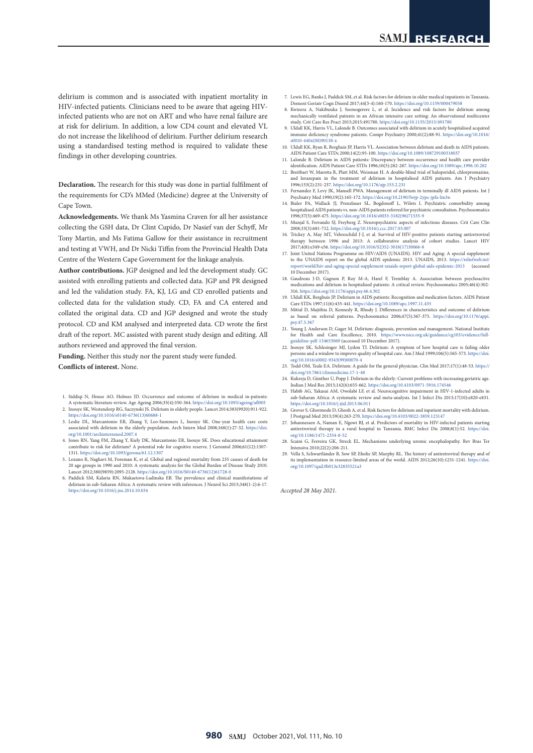delirium is common and is associated with inpatient mortality in HIV-infected patients. Clinicians need to be aware that ageing HIV-infected patients who are not on ART and who have renal failure are at risk for delirium. In addition, a low CD4 count and elevated VL do not increase the likelihood of delirium. Further delirium research using a standardised testing method is required to validate these findings in other developing countries.

**Declaration.** The research for this study was done in partial fulfilment of the requirements for CD's MMed (Medicine) degree at the University of Cape Town.

**Acknowledgements.** We thank Ms Yasmina Craven for all her assistance collecting the GSH data, Dr Clint Cupido, Dr Nasief van der Schyff, Mr Tony Martin, and Ms Fatima Gallow for their assistance in recruitment and testing at VWH, and Dr Nicki Tiffin from the Provincial Health Data Centre of the Western Cape Government for the linkage analysis.

**Author contributions.** JGP designed and led the development study. GC assisted with enrolling patients and collected data. JGP and PR designed and led the validation study. FA, KJ, LG and CD enrolled patients and collected data for the validation study. CD, FA and CA entered and collated the original data. CD and JGP designed and wrote the study protocol. CD and KM analysed and interpreted data. CD wrote the first draft of the report. MC assisted with parent study design and editing. All authors reviewed and approved the final version.

**Funding.** Neither this study nor the parent study were funded.

**Conflicts of interest.** None.

1. Siddiqi N, House AO, Holmes JD. Occurrence and outcome of delirium in medical in-patients: A systematic literature review. Age Ageing 2006;35(4):350-364. https://doi.org/10.1093/ageing/afl005
2. Inouye SK, Westendorp RG, Saczynski JS. Delirium in elderly people. Lancet 2014;383(9920):911-922. https://doi.org/10.1016/s0140-6736(13)60688-1
3. Leslie DL, Marcantonio ER, Zhang Y, Leo-Summers L, Inouye SK. One-year health care costs associated with delirium in the elderly population. Arch Intern Med 2008;168(1):27-32. https://doi.org/10.1001/archinternmed.2007.4
4. Jones RN, Yang FM, Zhang Y, Kiely DK, Marcantonio ER, Inouye SK. Does educational attainment contribute to risk for delirium? A potential role for cognitive reserve. J Gerontol 2006;61(12):1307-1311. https://doi.org/10.1093/gerona/61.12.1307
5. Lozano R, Naghavi M, Foreman K, et al. Global and regional mortality from 235 causes of death for 20 age groups in 1990 and 2010: A systematic analysis for the Global Burden of Disease Study 2010. Lancet 2012;380(9859):2095-2128. https://doi.org/10.1016/S0140-6736(12)61728-0
6. Paddick SM, Kalaria RN, Mukaetova-Ladinska EB. The prevalence and clinical manifestations of delirium in sub-Saharan Africa: A systematic review with inferences. J Neurol Sci 2015;348(1-2):6-17. https://doi.org/10.1016/j.jns.2014.10.034
7. Lewis EG, Banks J, Paddick SM, et al. Risk factors for delirium in older medical inpatients in Tanzania. Dement Geriatr Cogn Disord 2017;44(3-4):160-170. https://doi.org/10.1159/000479058
8. Kwizera A, Nakibuuka J, Ssemogerere L, et al. Incidence and risk factors for delirium among mechanically ventilated patients in an African intensive care setting: An observational multicenter study. Crit Care Res Pract 2015;2015:491780. https://doi.org/10.1155/2015/491780
9. Uldall KK, Harris VL, Lalonde B. Outcomes associated with delirium in acutely hospitalised acquired immune deficiency syndrome patients. Compr Psychiatry 2000;41(2):88-91. https://doi.org/10.1016/s0010-440x(00)90138-x
10. Uldall KK, Ryan R, Berghuis JP, Harris VL. Association between delirium and death in AIDS patients. AIDS Patient Care STDs 2000;14(2):95-100. https://doi.org/10.1089/108729100318037
11. Lalonde B. Delirium in AIDS patients: Discrepancy between occurrence and health care provider identification. AIDS Patient Care STDs 1996;10(5):282-287. https://doi.org/10.1089/apc.1996.10.282
12. Breitbart W, Marotta R, Platt MM, Weisman H. A double-blind trial of haloperidol, chlorpromazine, and lorazepam in the treatment of delirium in hospitalised AIDS patients. Am J Psychiatry 1996;153(2):231-237. https://doi.org/10.1176/ajp.153.2.231
13. Fernandez F, Levy JK, Mansell PWA. Management of delirium in terminally ill AIDS patients. Int J Psychiatry Med 1990;19(2):165-172. https://doi.org/10.2190/fwjp-2ypc-jpfa-lm3n
14. Bialer PA, Wallack JJ, Prenzlauer SL, Bogdonoff L, Wilets I. Psychiatric comorbidity among hospitalised AIDS patients vs. non-AIDS patients referred for psychiatric consultation. Psychosomatics 1996;37(5):469-475. https://doi.org/10.1016/s0033-3182(96)71535-9
15. Munjal S, Ferrando SJ, Freyberg Z. Neuropsychiatric aspects of infectious diseases. Crit Care Clin 2008;33(3):681-712. https://doi.org/10.1016/j.ccc.2017.03.007
16. Trickey A, May MT, Vehreschild J-J, et al. Survival of HIV-positive patients starting antiretroviral therapy between 1996 and 2013: A collaborative analysis of cohort studies. Lancet HIV 2017;4(8):e349-e56. https://doi.org/10.1016/S2352-3018(17)30066-8
17. Joint United Nations Programme on HIV/AIDS (UNAIDS). HIV and Aging: A special supplement to the UNAIDS report on the global AIDS epidemic 2013. UNAIDS, 2013. https://reliefweb.int/report/world/hiv-and-aging-special-supplement-unaids-report-global-aids-epidemic-2013 (accessed 10 December 2017).
18. Gaudreau J-D, Gagnon P, Roy M-A, Harel F, Tremblay A. Association between psychoactive medications and delirium in hospitalised patients: A critical review. Psychosomatics 2005;46(4):302-316. https://doi.org/10.1176/appi.psy.46.4.302
19. Uldall KK, Berghuis JP. Delirium in AIDS patients: Recognition and medication factors. AIDS Patient Care STDs 1997;11(6):435-441. https://doi.org/10.1089/apc.1997.11.435
20. Mittal D, Majithia D, Kennedy R, Rhudy J. Differences in characteristics and outcome of delirium as based on referral patterns. Psychosomatics 2006;47(5):367-375. https://doi.org/10.1176/appi.psy.47.5.367
21. Young J, Anderson D, Gager M. Delirium: diagnosis, prevention and management. National Institute for Health and Care Excellence, 2010. https://www.nice.org.uk/guidance/cg103/evidence/full-guideline-pdf-134653069 (accessed 10 December 2017).
22. Inouye SK, Schlesinger MJ, Lydon TJ. Delirium: A symptom of how hospital care is failing older persons and a window to improve quality of hospital care. Am J Med 1999;106(5):565-573. https://doi.org/10.1016/s0002-9343(99)00070-4
23. Todd OM, Teale EA. Delirium: A guide for the general physician. Clin Med 2017;17(1):48-53. https://doi.org/10.7861/clinmedicine.17-1-48
24. Kukreja D, Günther U, Popp J. Delirium in the elderly: Current problems with increasing geriatric age. Indian J Med Res 2015;142(6):655-662. https://doi.org/10.4103/0971-5916.174546
25. Habib AG, Yakasai AM, Owolabi LF, et al. Neurocognitive impairment in HIV-1-infected adults in sub-Saharan Africa: A systematic review and meta-analysis. Int J Infect Dis 2013;17(10):e820-e831. https://doi.org/10.1016/j.ijid.2013.06.011
26. Grover S, Ghormode D, Ghosh A, et al. Risk factors for delirium and inpatient mortality with delirium. J Postgrad Med 2013;59(4):263-270. https://doi.org/10.4103/0022-3859.123147
27. Johannessen A, Naman E, Ngowi BJ, et al. Predictors of mortality in HIV-infected patients starting antiretroviral therapy in a rural hospital in Tanzania. BMC Infect Dis 2008;8(1):52. https://doi.org/10.1186/1471-2334-8-52
28. Scaini G, Ferreira GK, Streck EL. Mechanisms underlying uremic encephalopathy. Rev Bras Ter Intensiva 2010;22(2):206-211.
29. Vella S, Schwartländer B, Sow SP, Eholie SP, Murphy RL. The history of antiretroviral therapy and of its implementation in resource-limited areas of the world. AIDS 2012;26(10):1231-1241. https://doi.org/10.1097/qad.0b013e32835521a3

*Accepted 28 May 2021.*